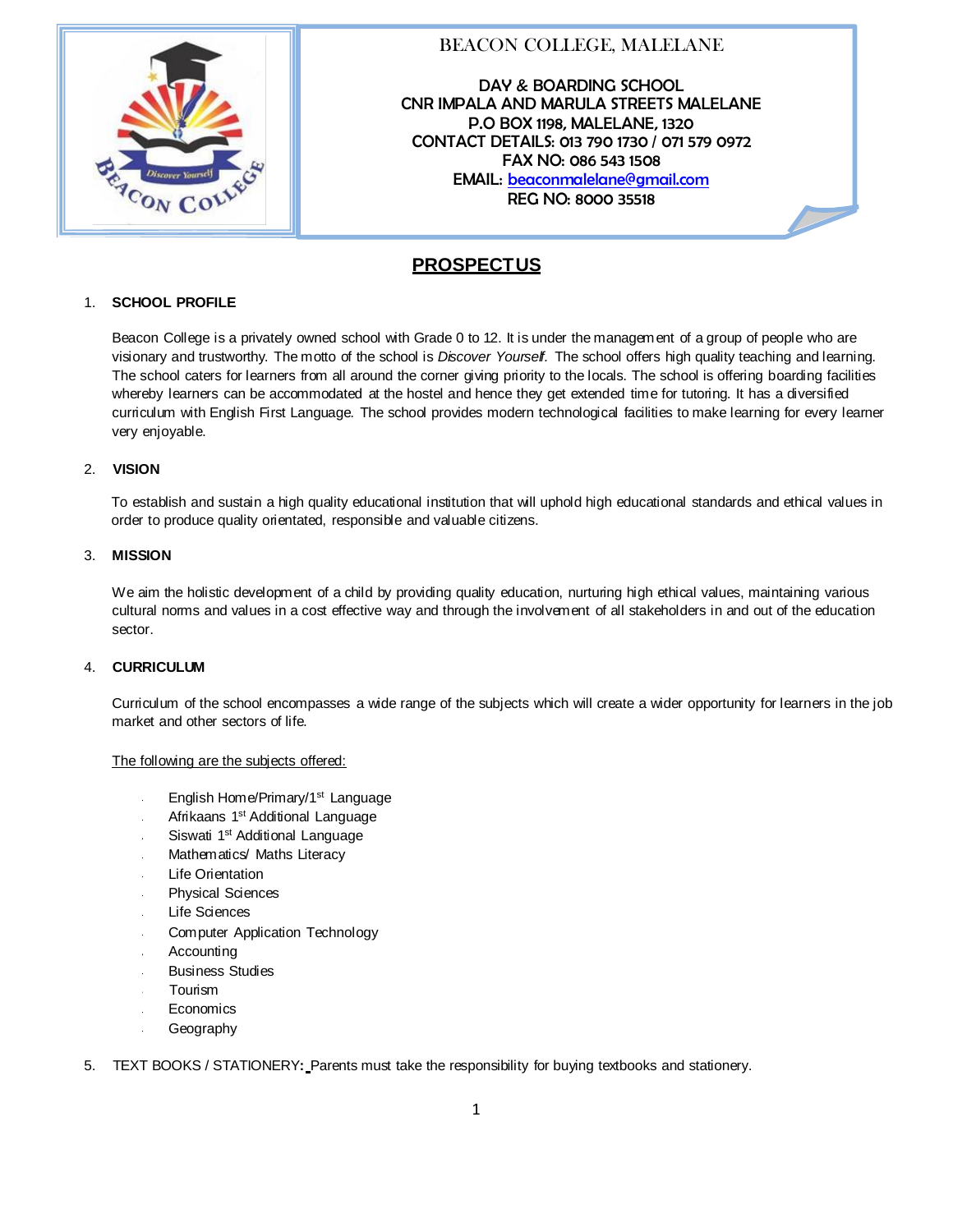# BEACON COLLEGE, MALELANE

**DAY & BOARDING SCHOOL**
**CNR IMPALA AND MARULA STREETS MALELANE**
**P.O BOX 1198, MALELANE, 1320**
**CONTACT DETAILS: 013 790 1730 / 071 579 0972**
**FAX NO: 086 543 1508**
**EMAIL: beaconmalelane@gmail.com**
**REG NO: 8000 35518**

## PROSPECTUS

### 1. SCHOOL PROFILE

Beacon College is a privately owned school with Grade 0 to 12. It is under the management of a group of people who are visionary and trustworthy. The motto of the school is *Discover Yourself.* The school offers high quality teaching and learning. The school caters for learners from all around the corner giving priority to the locals. The school is offering boarding facilities whereby learners can be accommodated at the hostel and hence they get extended time for tutoring. It has a diversified curriculum with English First Language. The school provides modern technological facilities to make learning for every learner very enjoyable.

### 2. VISION

To establish and sustain a high quality educational institution that will uphold high educational standards and ethical values in order to produce quality orientated, responsible and valuable citizens.

### 3. MISSION

We aim the holistic development of a child by providing quality education, nurturing high ethical values, maintaining various cultural norms and values in a cost effective way and through the involvement of all stakeholders in and out of the education sector.

### 4. CURRICULUM

Curriculum of the school encompasses a wide range of the subjects which will create a wider opportunity for learners in the job market and other sectors of life.

The following are the subjects offered:

- English Home/Primary/1st Language
- Afrikaans 1st Additional Language
- Siswati 1st Additional Language
- Mathematics/ Maths Literacy
- Life Orientation
- Physical Sciences
- Life Sciences
- Computer Application Technology
- Accounting
- Business Studies
- Tourism
- Economics
- Geography

5. TEXT BOOKS / STATIONERY**:** Parents must take the responsibility for buying textbooks and stationery.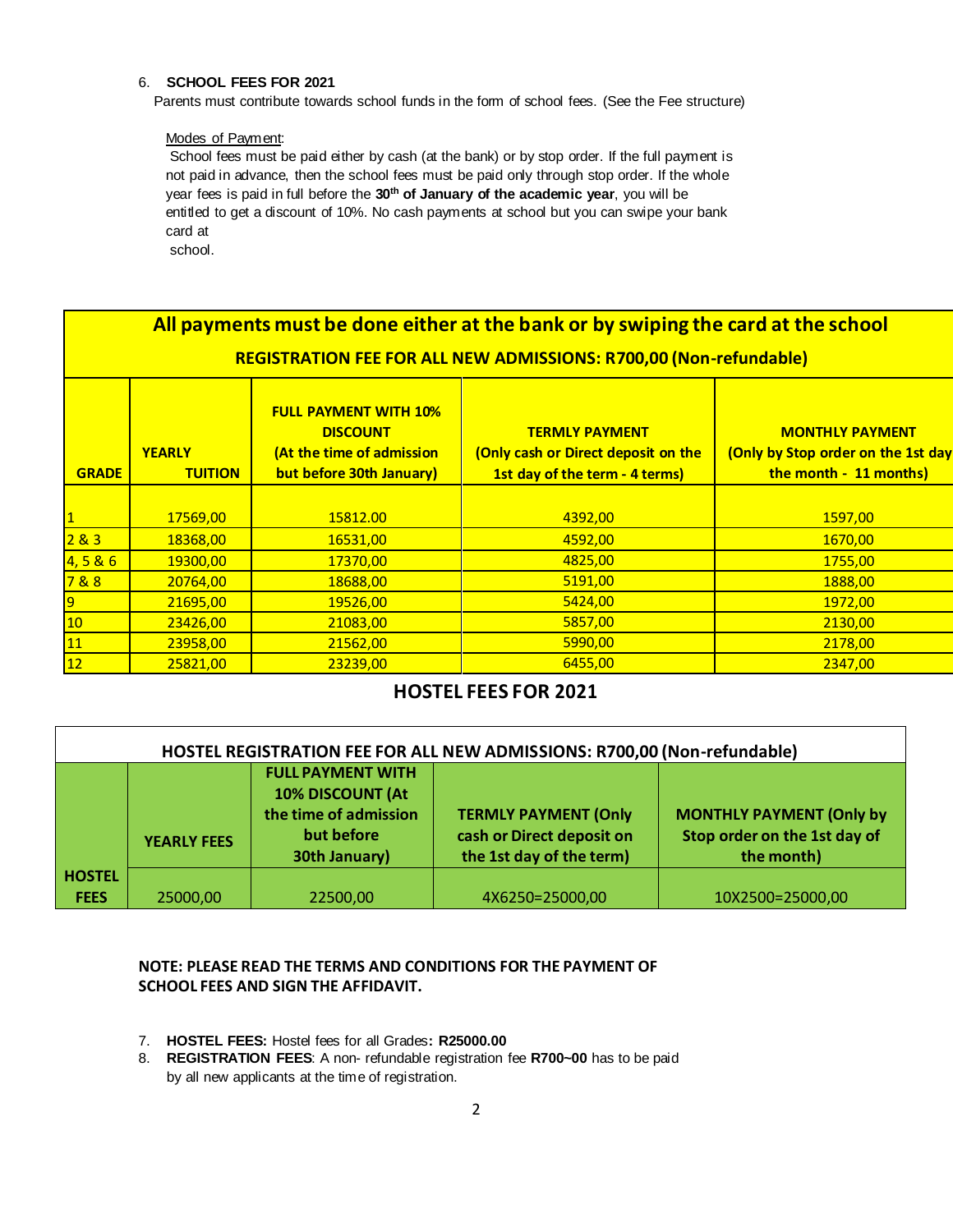6. **SCHOOL FEES FOR 2021**

Parents must contribute towards school funds in the form of school fees. (See the Fee structure)

Modes of Payment:

School fees must be paid either by cash (at the bank) or by stop order. If the full payment is not paid in advance, then the school fees must be paid only through stop order. If the whole year fees is paid in full before the **30th of January of the academic year**, you will be entitled to get a discount of 10%. No cash payments at school but you can swipe your bank card at school.

**All payments must be done either at the bank or by swiping the card at the school**

**REGISTRATION FEE FOR ALL NEW ADMISSIONS: R700,00 (Non-refundable)**

| GRADE | YEARLY TUITION | FULL PAYMENT WITH 10% DISCOUNT (At the time of admission but before 30th January) | TERMLY PAYMENT (Only cash or Direct deposit on the 1st day of the term - 4 terms) | MONTHLY PAYMENT (Only by Stop order on the 1st day the month - 11 months) |
|---|---|---|---|---|
| 1 | 17569,00 | 15812.00 | 4392,00 | 1597,00 |
| 2 & 3 | 18368,00 | 16531,00 | 4592,00 | 1670,00 |
| 4, 5 & 6 | 19300,00 | 17370,00 | 4825,00 | 1755,00 |
| 7 & 8 | 20764,00 | 18688,00 | 5191,00 | 1888,00 |
| 9 | 21695,00 | 19526,00 | 5424,00 | 1972,00 |
| 10 | 23426,00 | 21083,00 | 5857,00 | 2130,00 |
| 11 | 23958,00 | 21562,00 | 5990,00 | 2178,00 |
| 12 | 25821,00 | 23239,00 | 6455,00 | 2347,00 |

## HOSTEL FEES FOR 2021

**HOSTEL REGISTRATION FEE FOR ALL NEW ADMISSIONS: R700,00 (Non-refundable)**

| | YEARLY FEES | FULL PAYMENT WITH 10% DISCOUNT (At the time of admission but before 30th January) | TERMLY PAYMENT (Only cash or Direct deposit on the 1st day of the term) | MONTHLY PAYMENT (Only by Stop order on the 1st day of the month) |
|---|---|---|---|---|
| HOSTEL FEES | 25000,00 | 22500,00 | 4X6250=25000,00 | 10X2500=25000,00 |

**NOTE: PLEASE READ THE TERMS AND CONDITIONS FOR THE PAYMENT OF SCHOOL FEES AND SIGN THE AFFIDAVIT.**

7. **HOSTEL FEES:** Hostel fees for all Grades**: R25000.00**
8. **REGISTRATION FEES**: A non- refundable registration fee **R700~00** has to be paid by all new applicants at the time of registration.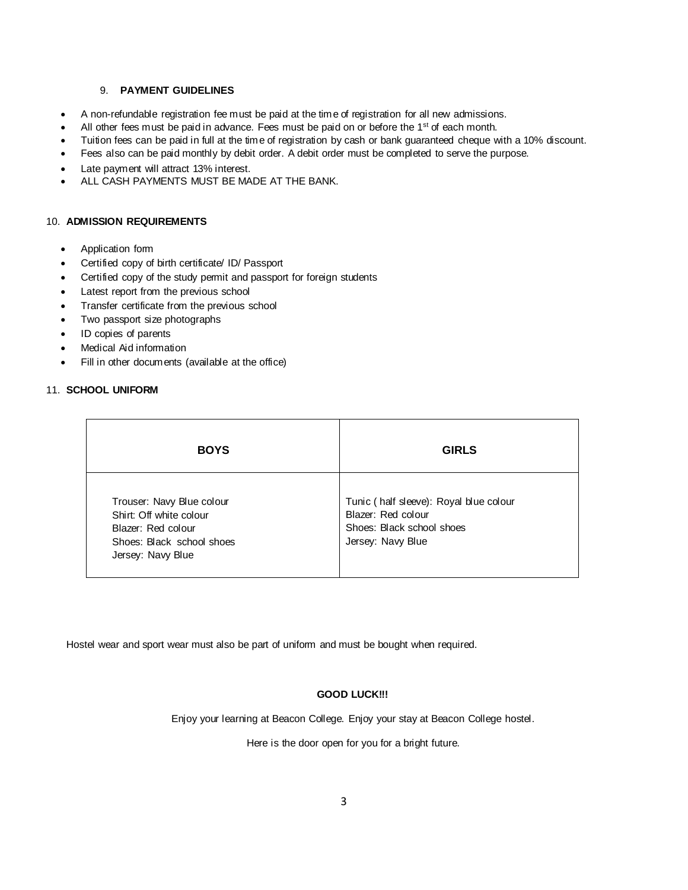## 9. PAYMENT GUIDELINES

- A non-refundable registration fee must be paid at the time of registration for all new admissions.
- All other fees must be paid in advance. Fees must be paid on or before the 1st of each month.
- Tuition fees can be paid in full at the time of registration by cash or bank guaranteed cheque with a 10% discount.
- Fees also can be paid monthly by debit order. A debit order must be completed to serve the purpose.
- Late payment will attract 13% interest.
- ALL CASH PAYMENTS MUST BE MADE AT THE BANK.

## 10. ADMISSION REQUIREMENTS

- Application form
- Certified copy of birth certificate/ ID/ Passport
- Certified copy of the study permit and passport for foreign students
- Latest report from the previous school
- Transfer certificate from the previous school
- Two passport size photographs
- ID copies of parents
- Medical Aid information
- Fill in other documents (available at the office)

## 11. SCHOOL UNIFORM

| BOYS | GIRLS |
|---|---|
| Trouser: Navy Blue colour<br>Shirt: Off white colour<br>Blazer: Red colour<br>Shoes: Black school shoes<br>Jersey: Navy Blue | Tunic ( half sleeve): Royal blue colour<br>Blazer: Red colour<br>Shoes: Black school shoes<br>Jersey: Navy Blue |

Hostel wear and sport wear must also be part of uniform and must be bought when required.

**GOOD LUCK!!!**

Enjoy your learning at Beacon College. Enjoy your stay at Beacon College hostel.

Here is the door open for you for a bright future.